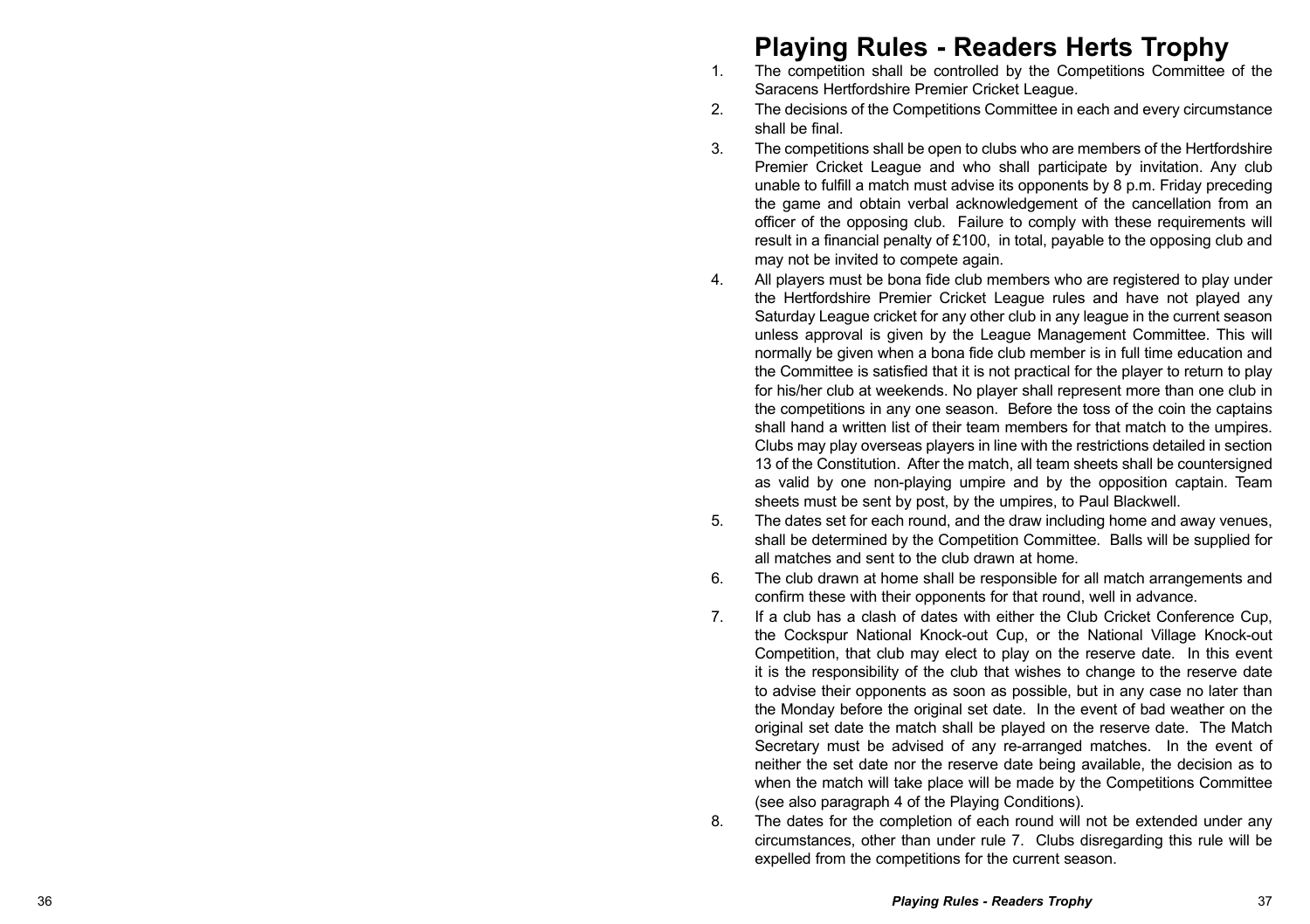# Playing Rules - Readers Herts Trophy

1. The competition shall be controlled by the Competitions Committee of the Saracens Hertfordshire Premier Cricket League.
2. The decisions of the Competitions Committee in each and every circumstance shall be final.
3. The competitions shall be open to clubs who are members of the Hertfordshire Premier Cricket League and who shall participate by invitation. Any club unable to fulfill a match must advise its opponents by 8 p.m. Friday preceding the game and obtain verbal acknowledgement of the cancellation from an officer of the opposing club. Failure to comply with these requirements will result in a financial penalty of £100, in total, payable to the opposing club and may not be invited to compete again.
4. All players must be bona fide club members who are registered to play under the Hertfordshire Premier Cricket League rules and have not played any Saturday League cricket for any other club in any league in the current season unless approval is given by the League Management Committee. This will normally be given when a bona fide club member is in full time education and the Committee is satisfied that it is not practical for the player to return to play for his/her club at weekends. No player shall represent more than one club in the competitions in any one season. Before the toss of the coin the captains shall hand a written list of their team members for that match to the umpires. Clubs may play overseas players in line with the restrictions detailed in section 13 of the Constitution. After the match, all team sheets shall be countersigned as valid by one non-playing umpire and by the opposition captain. Team sheets must be sent by post, by the umpires, to Paul Blackwell.
5. The dates set for each round, and the draw including home and away venues, shall be determined by the Competition Committee. Balls will be supplied for all matches and sent to the club drawn at home.
6. The club drawn at home shall be responsible for all match arrangements and confirm these with their opponents for that round, well in advance.
7. If a club has a clash of dates with either the Club Cricket Conference Cup, the Cockspur National Knock-out Cup, or the National Village Knock-out Competition, that club may elect to play on the reserve date. In this event it is the responsibility of the club that wishes to change to the reserve date to advise their opponents as soon as possible, but in any case no later than the Monday before the original set date. In the event of bad weather on the original set date the match shall be played on the reserve date. The Match Secretary must be advised of any re-arranged matches. In the event of neither the set date nor the reserve date being available, the decision as to when the match will take place will be made by the Competitions Committee (see also paragraph 4 of the Playing Conditions).
8. The dates for the completion of each round will not be extended under any circumstances, other than under rule 7. Clubs disregarding this rule will be expelled from the competitions for the current season.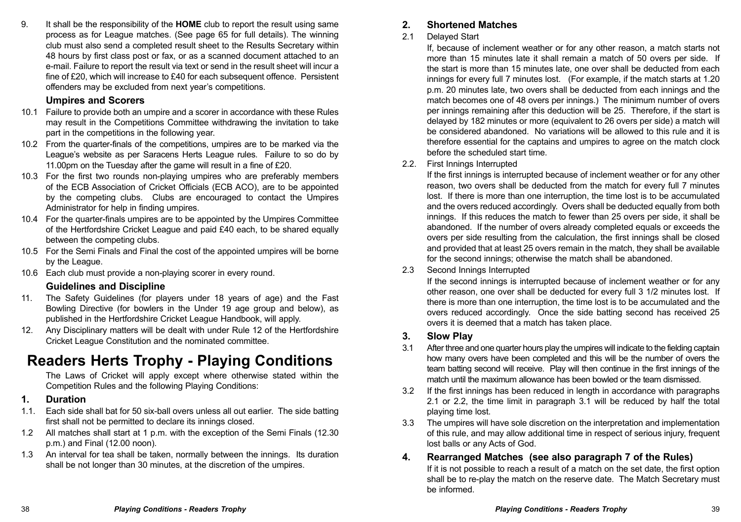9. It shall be the responsibility of the **HOME** club to report the result using same process as for League matches. (See page 65 for full details). The winning club must also send a completed result sheet to the Results Secretary within 48 hours by first class post or fax, or as a scanned document attached to an e-mail. Failure to report the result via text or send in the result sheet will incur a fine of £20, which will increase to £40 for each subsequent offence. Persistent offenders may be excluded from next year's competitions.

### Umpires and Scorers

10.1 Failure to provide both an umpire and a scorer in accordance with these Rules may result in the Competitions Committee withdrawing the invitation to take part in the competitions in the following year.

10.2 From the quarter-finals of the competitions, umpires are to be marked via the League's website as per Saracens Herts League rules. Failure to so do by 11.00pm on the Tuesday after the game will result in a fine of £20.

10.3 For the first two rounds non-playing umpires who are preferably members of the ECB Association of Cricket Officials (ECB ACO), are to be appointed by the competing clubs. Clubs are encouraged to contact the Umpires Administrator for help in finding umpires.

10.4 For the quarter-finals umpires are to be appointed by the Umpires Committee of the Hertfordshire Cricket League and paid £40 each, to be shared equally between the competing clubs.

10.5 For the Semi Finals and Final the cost of the appointed umpires will be borne by the League.

10.6 Each club must provide a non-playing scorer in every round.

### Guidelines and Discipline

11. The Safety Guidelines (for players under 18 years of age) and the Fast Bowling Directive (for bowlers in the Under 19 age group and below), as published in the Hertfordshire Cricket League Handbook, will apply.

12. Any Disciplinary matters will be dealt with under Rule 12 of the Hertfordshire Cricket League Constitution and the nominated committee.

# Readers Herts Trophy - Playing Conditions

The Laws of Cricket will apply except where otherwise stated within the Competition Rules and the following Playing Conditions:

## 1. Duration

1.1. Each side shall bat for 50 six-ball overs unless all out earlier. The side batting first shall not be permitted to declare its innings closed.

1.2 All matches shall start at 1 p.m. with the exception of the Semi Finals (12.30 p.m.) and Final (12.00 noon).

1.3 An interval for tea shall be taken, normally between the innings. Its duration shall be not longer than 30 minutes, at the discretion of the umpires.

## 2. Shortened Matches

2.1 Delayed Start

If, because of inclement weather or for any other reason, a match starts not more than 15 minutes late it shall remain a match of 50 overs per side. If the start is more than 15 minutes late, one over shall be deducted from each innings for every full 7 minutes lost. (For example, if the match starts at 1.20 p.m. 20 minutes late, two overs shall be deducted from each innings and the match becomes one of 48 overs per innings.) The minimum number of overs per innings remaining after this deduction will be 25. Therefore, if the start is delayed by 182 minutes or more (equivalent to 26 overs per side) a match will be considered abandoned. No variations will be allowed to this rule and it is therefore essential for the captains and umpires to agree on the match clock before the scheduled start time.

2.2. First Innings Interrupted

If the first innings is interrupted because of inclement weather or for any other reason, two overs shall be deducted from the match for every full 7 minutes lost. If there is more than one interruption, the time lost is to be accumulated and the overs reduced accordingly. Overs shall be deducted equally from both innings. If this reduces the match to fewer than 25 overs per side, it shall be abandoned. If the number of overs already completed equals or exceeds the overs per side resulting from the calculation, the first innings shall be closed and provided that at least 25 overs remain in the match, they shall be available for the second innings; otherwise the match shall be abandoned.

2.3 Second Innings Interrupted

If the second innings is interrupted because of inclement weather or for any other reason, one over shall be deducted for every full 3 1/2 minutes lost. If there is more than one interruption, the time lost is to be accumulated and the overs reduced accordingly. Once the side batting second has received 25 overs it is deemed that a match has taken place.

## 3. Slow Play

3.1 After three and one quarter hours play the umpires will indicate to the fielding captain how many overs have been completed and this will be the number of overs the team batting second will receive. Play will then continue in the first innings of the match until the maximum allowance has been bowled or the team dismissed.

3.2 If the first innings has been reduced in length in accordance with paragraphs 2.1 or 2.2, the time limit in paragraph 3.1 will be reduced by half the total playing time lost.

3.3 The umpires will have sole discretion on the interpretation and implementation of this rule, and may allow additional time in respect of serious injury, frequent lost balls or any Acts of God.

## 4. Rearranged Matches (see also paragraph 7 of the Rules)

If it is not possible to reach a result of a match on the set date, the first option shall be to re-play the match on the reserve date. The Match Secretary must be informed.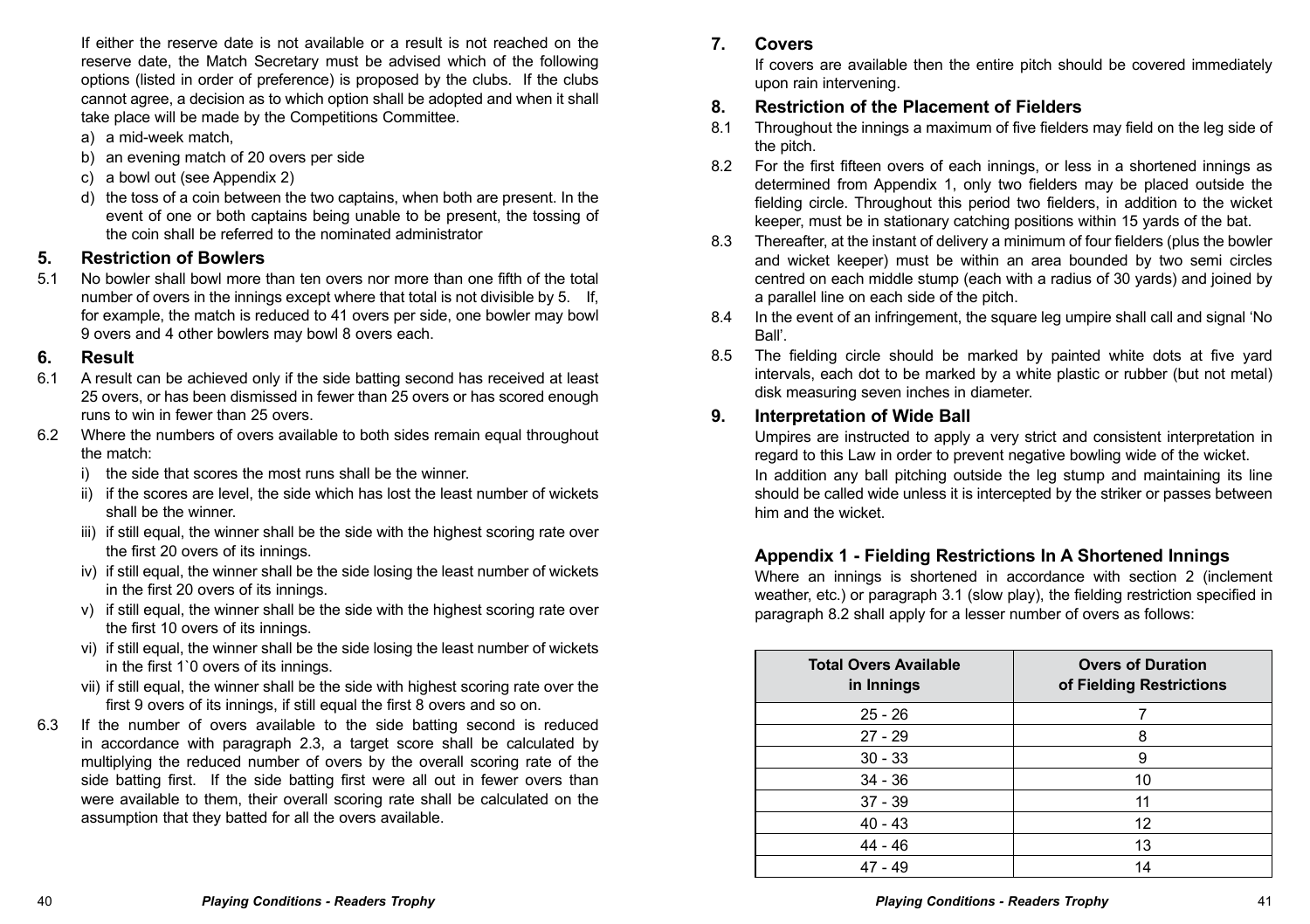If either the reserve date is not available or a result is not reached on the reserve date, the Match Secretary must be advised which of the following options (listed in order of preference) is proposed by the clubs. If the clubs cannot agree, a decision as to which option shall be adopted and when it shall take place will be made by the Competitions Committee.

a) a mid-week match,

b) an evening match of 20 overs per side

c) a bowl out (see Appendix 2)

d) the toss of a coin between the two captains, when both are present. In the event of one or both captains being unable to be present, the tossing of the coin shall be referred to the nominated administrator

## 5. Restriction of Bowlers

5.1 No bowler shall bowl more than ten overs nor more than one fifth of the total number of overs in the innings except where that total is not divisible by 5. If, for example, the match is reduced to 41 overs per side, one bowler may bowl 9 overs and 4 other bowlers may bowl 8 overs each.

## 6. Result

6.1 A result can be achieved only if the side batting second has received at least 25 overs, or has been dismissed in fewer than 25 overs or has scored enough runs to win in fewer than 25 overs.

6.2 Where the numbers of overs available to both sides remain equal throughout the match:

i) the side that scores the most runs shall be the winner.

ii) if the scores are level, the side which has lost the least number of wickets shall be the winner.

iii) if still equal, the winner shall be the side with the highest scoring rate over the first 20 overs of its innings.

iv) if still equal, the winner shall be the side losing the least number of wickets in the first 20 overs of its innings.

v) if still equal, the winner shall be the side with the highest scoring rate over the first 10 overs of its innings.

vi) if still equal, the winner shall be the side losing the least number of wickets in the first 1`0 overs of its innings.

vii) if still equal, the winner shall be the side with highest scoring rate over the first 9 overs of its innings, if still equal the first 8 overs and so on.

6.3 If the number of overs available to the side batting second is reduced in accordance with paragraph 2.3, a target score shall be calculated by multiplying the reduced number of overs by the overall scoring rate of the side batting first. If the side batting first were all out in fewer overs than were available to them, their overall scoring rate shall be calculated on the assumption that they batted for all the overs available.

## 7. Covers

If covers are available then the entire pitch should be covered immediately upon rain intervening.

## 8. Restriction of the Placement of Fielders

8.1 Throughout the innings a maximum of five fielders may field on the leg side of the pitch.

8.2 For the first fifteen overs of each innings, or less in a shortened innings as determined from Appendix 1, only two fielders may be placed outside the fielding circle. Throughout this period two fielders, in addition to the wicket keeper, must be in stationary catching positions within 15 yards of the bat.

8.3 Thereafter, at the instant of delivery a minimum of four fielders (plus the bowler and wicket keeper) must be within an area bounded by two semi circles centred on each middle stump (each with a radius of 30 yards) and joined by a parallel line on each side of the pitch.

8.4 In the event of an infringement, the square leg umpire shall call and signal 'No Ball'.

8.5 The fielding circle should be marked by painted white dots at five yard intervals, each dot to be marked by a white plastic or rubber (but not metal) disk measuring seven inches in diameter.

## 9. Interpretation of Wide Ball

Umpires are instructed to apply a very strict and consistent interpretation in regard to this Law in order to prevent negative bowling wide of the wicket.

In addition any ball pitching outside the leg stump and maintaining its line should be called wide unless it is intercepted by the striker or passes between him and the wicket.

## Appendix 1 - Fielding Restrictions In A Shortened Innings

Where an innings is shortened in accordance with section 2 (inclement weather, etc.) or paragraph 3.1 (slow play), the fielding restriction specified in paragraph 8.2 shall apply for a lesser number of overs as follows:

| Total Overs Available in Innings | Overs of Duration of Fielding Restrictions |
|---|---|
| 25 - 26 | 7 |
| 27 - 29 | 8 |
| 30 - 33 | 9 |
| 34 - 36 | 10 |
| 37 - 39 | 11 |
| 40 - 43 | 12 |
| 44 - 46 | 13 |
| 47 - 49 | 14 |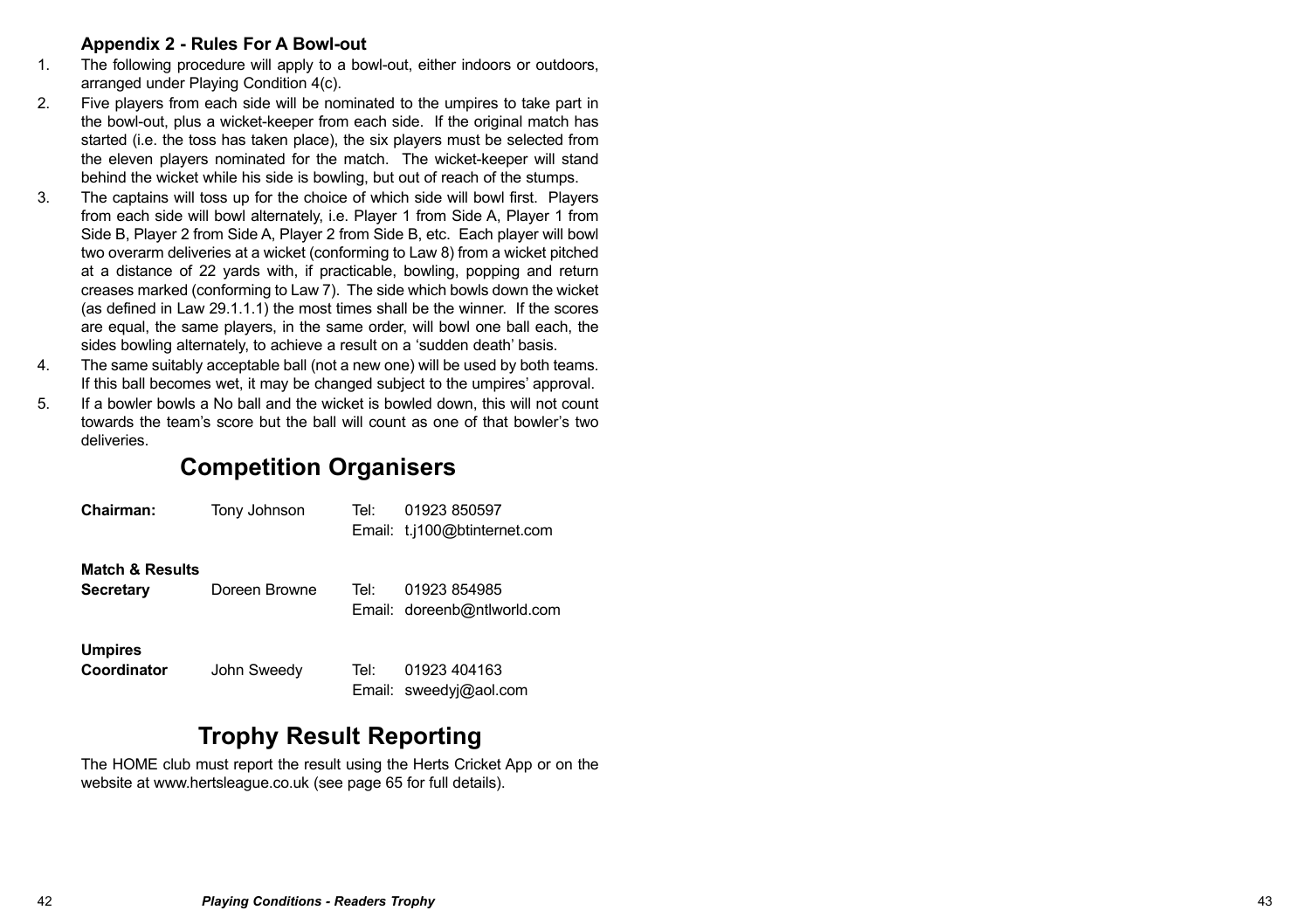### Appendix 2 - Rules For A Bowl-out

1. The following procedure will apply to a bowl-out, either indoors or outdoors, arranged under Playing Condition 4(c).
2. Five players from each side will be nominated to the umpires to take part in the bowl-out, plus a wicket-keeper from each side. If the original match has started (i.e. the toss has taken place), the six players must be selected from the eleven players nominated for the match. The wicket-keeper will stand behind the wicket while his side is bowling, but out of reach of the stumps.
3. The captains will toss up for the choice of which side will bowl first. Players from each side will bowl alternately, i.e. Player 1 from Side A, Player 1 from Side B, Player 2 from Side A, Player 2 from Side B, etc. Each player will bowl two overarm deliveries at a wicket (conforming to Law 8) from a wicket pitched at a distance of 22 yards with, if practicable, bowling, popping and return creases marked (conforming to Law 7). The side which bowls down the wicket (as defined in Law 29.1.1.1) the most times shall be the winner. If the scores are equal, the same players, in the same order, will bowl one ball each, the sides bowling alternately, to achieve a result on a 'sudden death' basis.
4. The same suitably acceptable ball (not a new one) will be used by both teams. If this ball becomes wet, it may be changed subject to the umpires' approval.
5. If a bowler bowls a No ball and the wicket is bowled down, this will not count towards the team's score but the ball will count as one of that bowler's two deliveries.

## Competition Organisers

| | | | |
|---|---|---|---|
| **Chairman:** | Tony Johnson | Tel: | 01923 850597 |
| | | Email: | t.j100@btinternet.com |
| **Match & Results Secretary** | Doreen Browne | Tel: | 01923 854985 |
| | | Email: | doreenb@ntlworld.com |
| **Umpires Coordinator** | John Sweedy | Tel: | 01923 404163 |
| | | Email: | sweedyj@aol.com |

## Trophy Result Reporting

The HOME club must report the result using the Herts Cricket App or on the website at www.hertsleague.co.uk (see page 65 for full details).